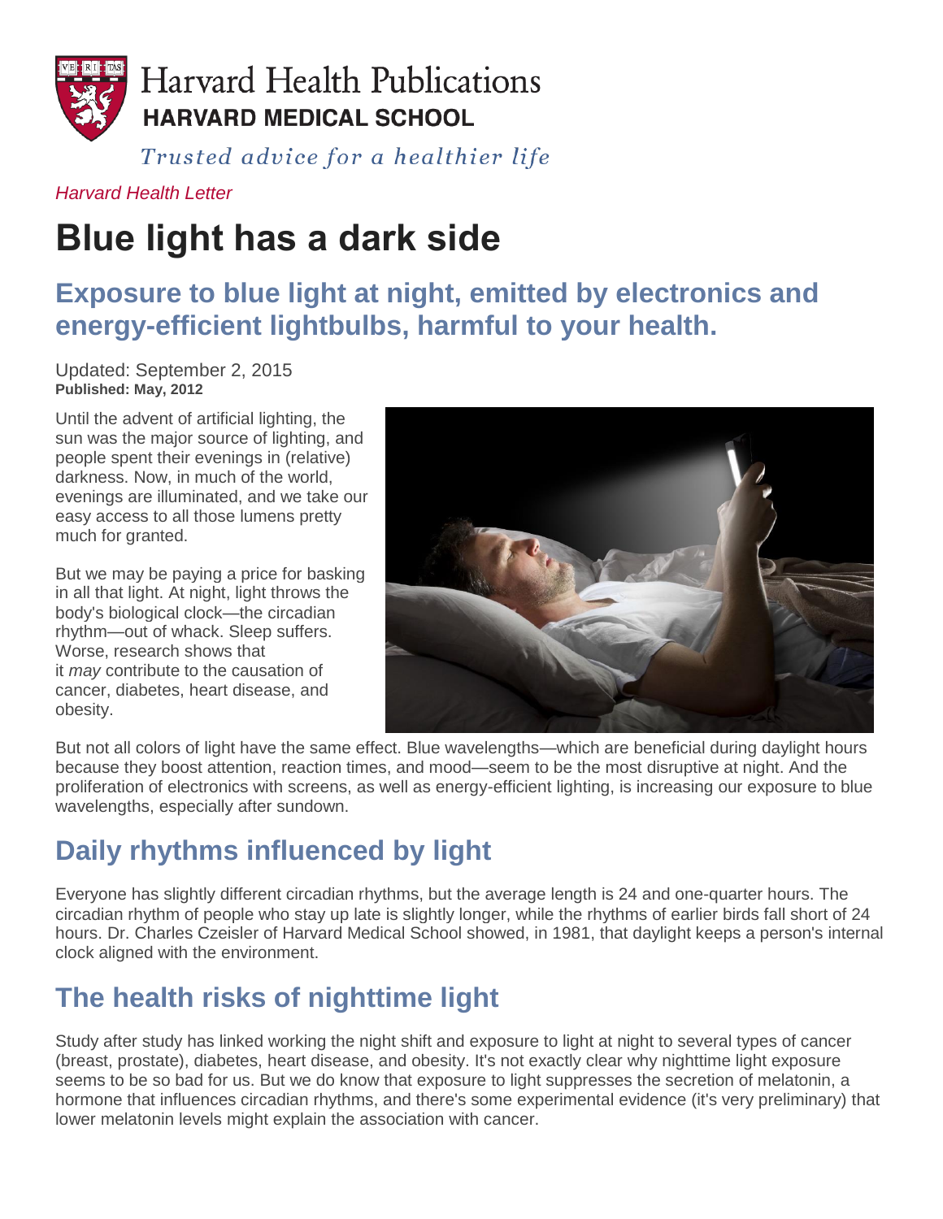Harvard Health Publications
**HARVARD MEDICAL SCHOOL**

*Trusted advice for a healthier life*

*Harvard Health Letter*

# Blue light has a dark side

## Exposure to blue light at night, emitted by electronics and energy-efficient lightbulbs, harmful to your health.

Updated: September 2, 2015
**Published: May, 2012**

Until the advent of artificial lighting, the sun was the major source of lighting, and people spent their evenings in (relative) darkness. Now, in much of the world, evenings are illuminated, and we take our easy access to all those lumens pretty much for granted.

But we may be paying a price for basking in all that light. At night, light throws the body's biological clock—the circadian rhythm—out of whack. Sleep suffers. Worse, research shows that it *may* contribute to the causation of cancer, diabetes, heart disease, and obesity.

But not all colors of light have the same effect. Blue wavelengths—which are beneficial during daylight hours because they boost attention, reaction times, and mood—seem to be the most disruptive at night. And the proliferation of electronics with screens, as well as energy-efficient lighting, is increasing our exposure to blue wavelengths, especially after sundown.

## Daily rhythms influenced by light

Everyone has slightly different circadian rhythms, but the average length is 24 and one-quarter hours. The circadian rhythm of people who stay up late is slightly longer, while the rhythms of earlier birds fall short of 24 hours. Dr. Charles Czeisler of Harvard Medical School showed, in 1981, that daylight keeps a person's internal clock aligned with the environment.

## The health risks of nighttime light

Study after study has linked working the night shift and exposure to light at night to several types of cancer (breast, prostate), diabetes, heart disease, and obesity. It's not exactly clear why nighttime light exposure seems to be so bad for us. But we do know that exposure to light suppresses the secretion of melatonin, a hormone that influences circadian rhythms, and there's some experimental evidence (it's very preliminary) that lower melatonin levels might explain the association with cancer.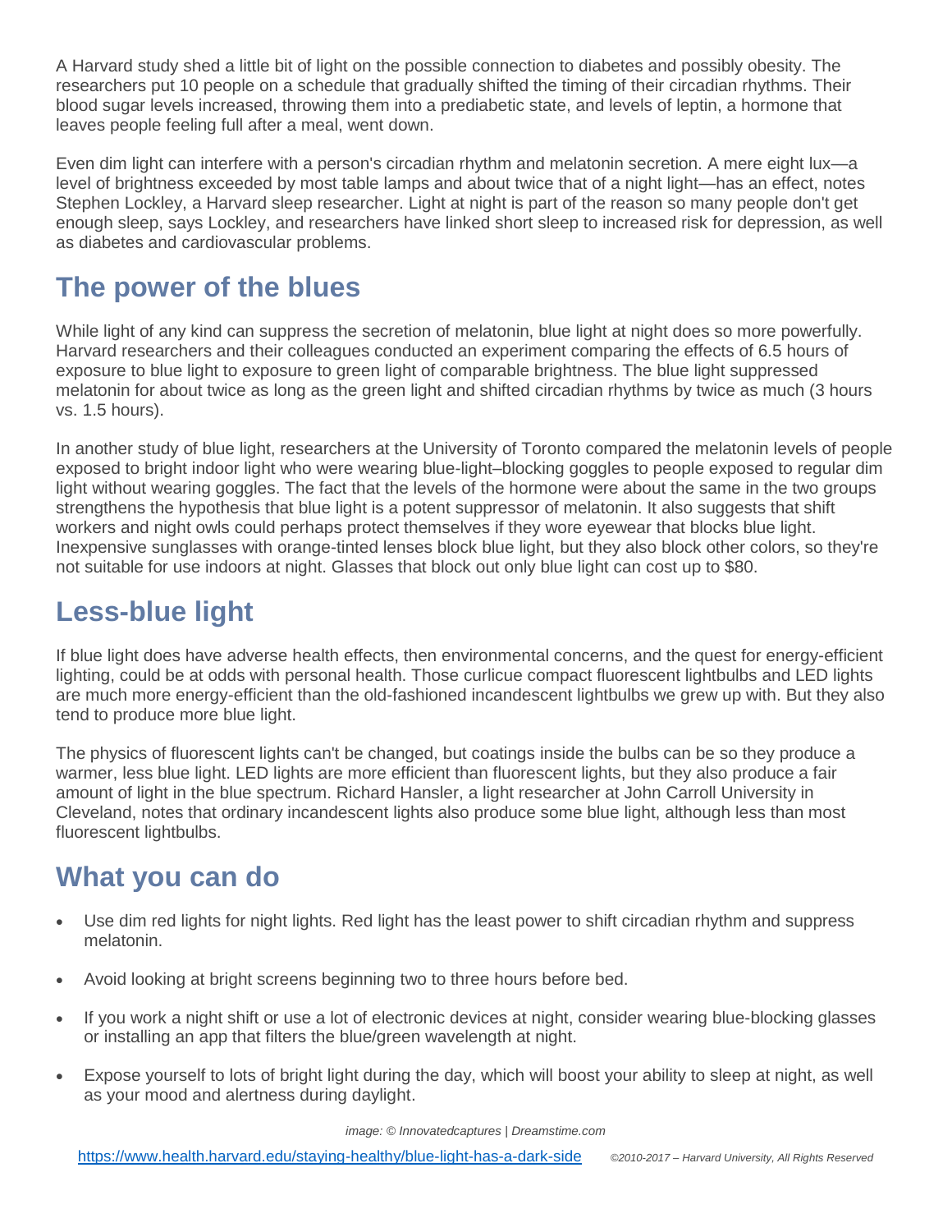A Harvard study shed a little bit of light on the possible connection to diabetes and possibly obesity. The researchers put 10 people on a schedule that gradually shifted the timing of their circadian rhythms. Their blood sugar levels increased, throwing them into a prediabetic state, and levels of leptin, a hormone that leaves people feeling full after a meal, went down.

Even dim light can interfere with a person's circadian rhythm and melatonin secretion. A mere eight lux—a level of brightness exceeded by most table lamps and about twice that of a night light—has an effect, notes Stephen Lockley, a Harvard sleep researcher. Light at night is part of the reason so many people don't get enough sleep, says Lockley, and researchers have linked short sleep to increased risk for depression, as well as diabetes and cardiovascular problems.

## The power of the blues

While light of any kind can suppress the secretion of melatonin, blue light at night does so more powerfully. Harvard researchers and their colleagues conducted an experiment comparing the effects of 6.5 hours of exposure to blue light to exposure to green light of comparable brightness. The blue light suppressed melatonin for about twice as long as the green light and shifted circadian rhythms by twice as much (3 hours vs. 1.5 hours).

In another study of blue light, researchers at the University of Toronto compared the melatonin levels of people exposed to bright indoor light who were wearing blue-light–blocking goggles to people exposed to regular dim light without wearing goggles. The fact that the levels of the hormone were about the same in the two groups strengthens the hypothesis that blue light is a potent suppressor of melatonin. It also suggests that shift workers and night owls could perhaps protect themselves if they wore eyewear that blocks blue light. Inexpensive sunglasses with orange-tinted lenses block blue light, but they also block other colors, so they're not suitable for use indoors at night. Glasses that block out only blue light can cost up to $80.

## Less-blue light

If blue light does have adverse health effects, then environmental concerns, and the quest for energy-efficient lighting, could be at odds with personal health. Those curlicue compact fluorescent lightbulbs and LED lights are much more energy-efficient than the old-fashioned incandescent lightbulbs we grew up with. But they also tend to produce more blue light.

The physics of fluorescent lights can't be changed, but coatings inside the bulbs can be so they produce a warmer, less blue light. LED lights are more efficient than fluorescent lights, but they also produce a fair amount of light in the blue spectrum. Richard Hansler, a light researcher at John Carroll University in Cleveland, notes that ordinary incandescent lights also produce some blue light, although less than most fluorescent lightbulbs.

## What you can do

- Use dim red lights for night lights. Red light has the least power to shift circadian rhythm and suppress melatonin.
- Avoid looking at bright screens beginning two to three hours before bed.
- If you work a night shift or use a lot of electronic devices at night, consider wearing blue-blocking glasses or installing an app that filters the blue/green wavelength at night.
- Expose yourself to lots of bright light during the day, which will boost your ability to sleep at night, as well as your mood and alertness during daylight.

*image: © Innovatedcaptures | Dreamstime.com*

https://www.health.harvard.edu/staying-healthy/blue-light-has-a-dark-side *©2010-2017 – Harvard University, All Rights Reserved*